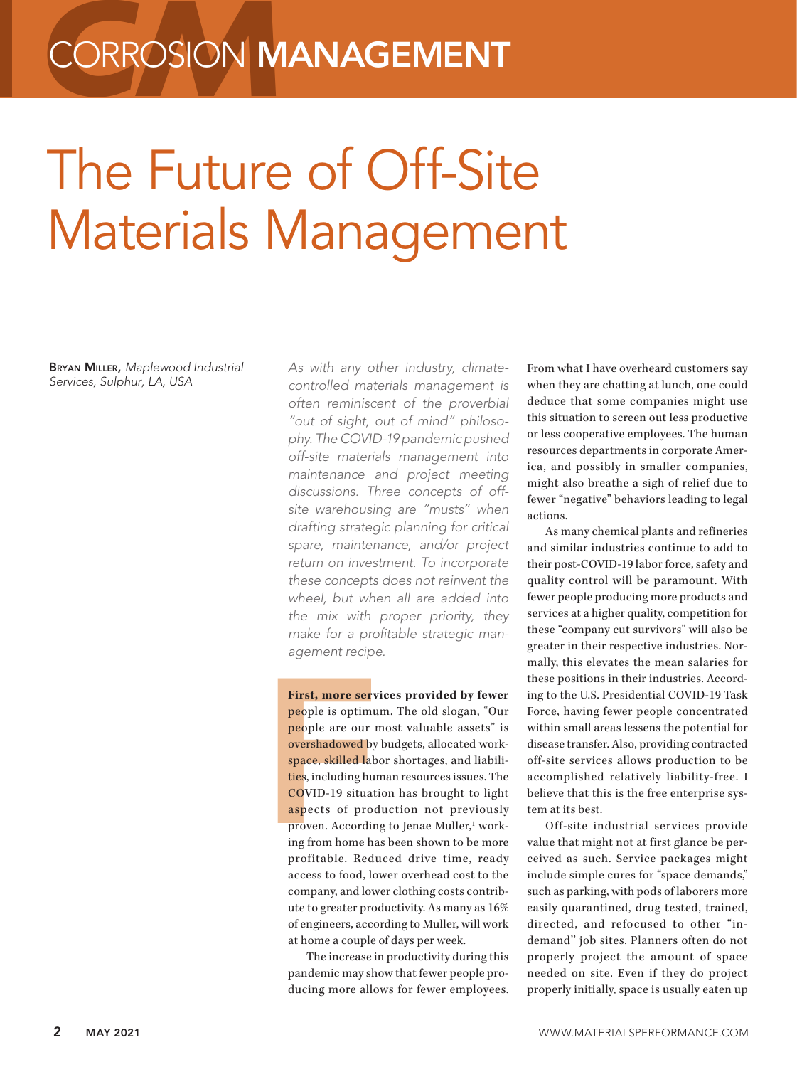# CORROSION MANAGEMENT

# The Future of Off-Site Materials Management

**Bryan Miller,** *Maplewood Industrial Services, Sulphur, LA, USA*

*As with any other industry, climate-controlled materials management is often reminiscent of the proverbial "out of sight, out of mind" philosophy. The COVID-19 pandemic pushed off-site materials management into maintenance and project meeting discussions. Three concepts of off-site warehousing are "musts" when drafting strategic planning for critical spare, maintenance, and/or project return on investment. To incorporate these concepts does not reinvent the wheel, but when all are added into the mix with proper priority, they make for a profitable strategic management recipe.*

**First, more services provided by fewer** people is optimum. The old slogan, "Our people are our most valuable assets" is overshadowed by budgets, allocated workspace, skilled labor shortages, and liabilities, including human resources issues. The COVID-19 situation has brought to light aspects of production not previously proven. According to Jenae Muller,[1] working from home has been shown to be more profitable. Reduced drive time, ready access to food, lower overhead cost to the company, and lower clothing costs contribute to greater productivity. As many as 16% of engineers, according to Muller, will work at home a couple of days per week.

The increase in productivity during this pandemic may show that fewer people producing more allows for fewer employees. From what I have overheard customers say when they are chatting at lunch, one could deduce that some companies might use this situation to screen out less productive or less cooperative employees. The human resources departments in corporate America, and possibly in smaller companies, might also breathe a sigh of relief due to fewer "negative" behaviors leading to legal actions.

As many chemical plants and refineries and similar industries continue to add to their post-COVID-19 labor force, safety and quality control will be paramount. With fewer people producing more products and services at a higher quality, competition for these "company cut survivors" will also be greater in their respective industries. Normally, this elevates the mean salaries for these positions in their industries. According to the U.S. Presidential COVID-19 Task Force, having fewer people concentrated within small areas lessens the potential for disease transfer. Also, providing contracted off-site services allows production to be accomplished relatively liability-free. I believe that this is the free enterprise system at its best.

Off-site industrial services provide value that might not at first glance be perceived as such. Service packages might include simple cures for "space demands," such as parking, with pods of laborers more easily quarantined, drug tested, trained, directed, and refocused to other "in-demand" job sites. Planners often do not properly project the amount of space needed on site. Even if they do project properly initially, space is usually eaten up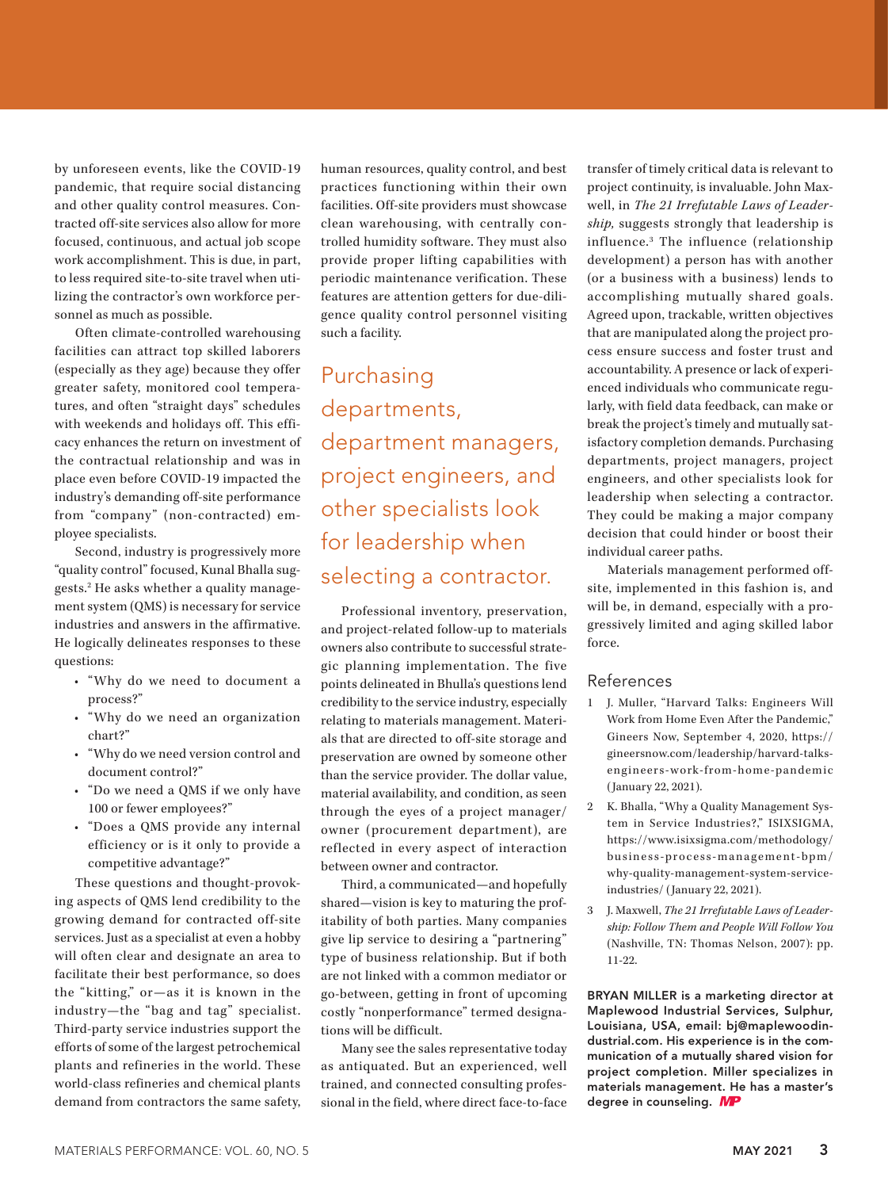by unforeseen events, like the COVID-19 pandemic, that require social distancing and other quality control measures. Contracted off-site services also allow for more focused, continuous, and actual job scope work accomplishment. This is due, in part, to less required site-to-site travel when utilizing the contractor's own workforce personnel as much as possible.

Often climate-controlled warehousing facilities can attract top skilled laborers (especially as they age) because they offer greater safety, monitored cool temperatures, and often "straight days" schedules with weekends and holidays off. This efficacy enhances the return on investment of the contractual relationship and was in place even before COVID-19 impacted the industry's demanding off-site performance from "company" (non-contracted) employee specialists.

Second, industry is progressively more "quality control" focused, Kunal Bhalla suggests.[2] He asks whether a quality management system (QMS) is necessary for service industries and answers in the affirmative. He logically delineates responses to these questions:

- "Why do we need to document a process?"
- "Why do we need an organization chart?"
- "Why do we need version control and document control?"
- "Do we need a QMS if we only have 100 or fewer employees?"
- "Does a QMS provide any internal efficiency or is it only to provide a competitive advantage?"

These questions and thought-provoking aspects of QMS lend credibility to the growing demand for contracted off-site services. Just as a specialist at even a hobby will often clear and designate an area to facilitate their best performance, so does the "kitting," or—as it is known in the industry—the "bag and tag" specialist. Third-party service industries support the efforts of some of the largest petrochemical plants and refineries in the world. These world-class refineries and chemical plants demand from contractors the same safety, human resources, quality control, and best practices functioning within their own facilities. Off-site providers must showcase clean warehousing, with centrally controlled humidity software. They must also provide proper lifting capabilities with periodic maintenance verification. These features are attention getters for due-diligence quality control personnel visiting such a facility.

> Purchasing departments, department managers, project engineers, and other specialists look for leadership when selecting a contractor.

Professional inventory, preservation, and project-related follow-up to materials owners also contribute to successful strategic planning implementation. The five points delineated in Bhulla's questions lend credibility to the service industry, especially relating to materials management. Materials that are directed to off-site storage and preservation are owned by someone other than the service provider. The dollar value, material availability, and condition, as seen through the eyes of a project manager/owner (procurement department), are reflected in every aspect of interaction between owner and contractor.

Third, a communicated—and hopefully shared—vision is key to maturing the profitability of both parties. Many companies give lip service to desiring a "partnering" type of business relationship. But if both are not linked with a common mediator or go-between, getting in front of upcoming costly "nonperformance" termed designations will be difficult.

Many see the sales representative today as antiquated. But an experienced, well trained, and connected consulting professional in the field, where direct face-to-face transfer of timely critical data is relevant to project continuity, is invaluable. John Maxwell, in *The 21 Irrefutable Laws of Leadership,* suggests strongly that leadership is influence.[3] The influence (relationship development) a person has with another (or a business with a business) lends to accomplishing mutually shared goals. Agreed upon, trackable, written objectives that are manipulated along the project process ensure success and foster trust and accountability. A presence or lack of experienced individuals who communicate regularly, with field data feedback, can make or break the project's timely and mutually satisfactory completion demands. Purchasing departments, project managers, project engineers, and other specialists look for leadership when selecting a contractor. They could be making a major company decision that could hinder or boost their individual career paths.

Materials management performed off-site, implemented in this fashion is, and will be, in demand, especially with a progressively limited and aging skilled labor force.

## References

1. J. Muller, "Harvard Talks: Engineers Will Work from Home Even After the Pandemic," Gineers Now, September 4, 2020, https://gineersnow.com/leadership/harvard-talks-engineers-work-from-home-pandemic (January 22, 2021).
2. K. Bhalla, "Why a Quality Management System in Service Industries?," ISIXSIGMA, https://www.isixsigma.com/methodology/business-process-management-bpm/why-quality-management-system-service-industries/ (January 22, 2021).
3. J. Maxwell, *The 21 Irrefutable Laws of Leadership: Follow Them and People Will Follow You* (Nashville, TN: Thomas Nelson, 2007): pp. 11-22.

**BRYAN MILLER is a marketing director at Maplewood Industrial Services, Sulphur, Louisiana, USA, email: bj@maplewoodindustrial.com. His experience is in the communication of a mutually shared vision for project completion. Miller specializes in materials management. He has a master's degree in counseling.** *MP*